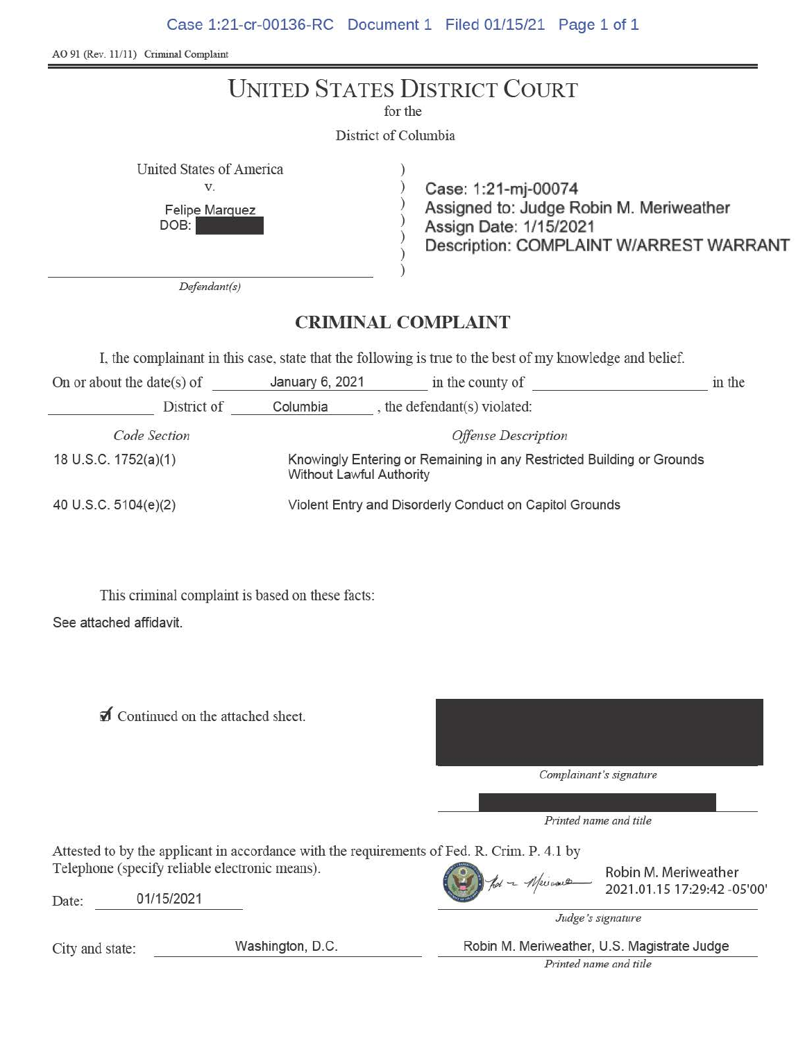AO 91 (Rev. 11/11) Criminal Complaint

# UNITED STATES DISTRICT COURT

for the

District of Columbia

United States of America
v.
Felipe Marquez
DOB: [REDACTED]

*Defendant(s)*

Case: 1:21-mj-00074
Assigned to: Judge Robin M. Meriweather
Assign Date: 1/15/2021
Description: COMPLAINT W/ARREST WARRANT

## CRIMINAL COMPLAINT

I, the complainant in this case, state that the following is true to the best of my knowledge and belief.

On or about the date(s) of January 6, 2021 in the county of ______________ in the ______________ District of Columbia, the defendant(s) violated:

| *Code Section* | *Offense Description* |
|---|---|
| 18 U.S.C. 1752(a)(1) | Knowingly Entering or Remaining in any Restricted Building or Grounds Without Lawful Authority |
| 40 U.S.C. 5104(e)(2) | Violent Entry and Disorderly Conduct on Capitol Grounds |

This criminal complaint is based on these facts:

See attached affidavit.

☑ Continued on the attached sheet.

[REDACTED]
*Complainant's signature*

[REDACTED]
*Printed name and title*

Attested to by the applicant in accordance with the requirements of Fed. R. Crim. P. 4.1 by Telephone (specify reliable electronic means).

Date: 01/15/2021

Robin M. Meriweather 2021.01.15 17:29:42 -05'00'
*Judge's signature*

City and state: Washington, D.C.

Robin M. Meriweather, U.S. Magistrate Judge
*Printed name and title*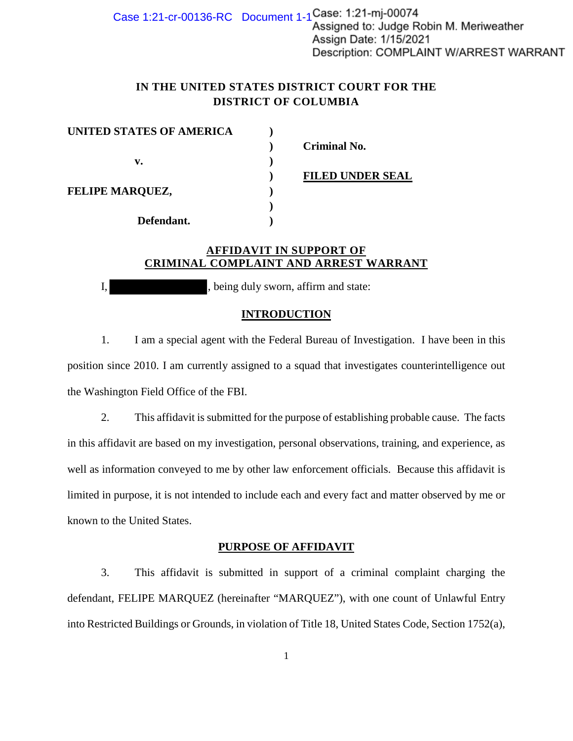Case: 1:21-mj-00074
Assigned to: Judge Robin M. Meriweather
Assign Date: 1/15/2021
Description: COMPLAINT W/ARREST WARRANT

**IN THE UNITED STATES DISTRICT COURT FOR THE DISTRICT OF COLUMBIA**

| | | |
|---|---|---|
| **UNITED STATES OF AMERICA** | ) | |
| | ) | **Criminal No.** |
| **v.** | ) | |
| | ) | **FILED UNDER SEAL** |
| **FELIPE MARQUEZ,** | ) | |
| | ) | |
| **Defendant.** | ) | |

## AFFIDAVIT IN SUPPORT OF CRIMINAL COMPLAINT AND ARREST WARRANT

I, ████████████, being duly sworn, affirm and state:

## INTRODUCTION

1. I am a special agent with the Federal Bureau of Investigation. I have been in this position since 2010. I am currently assigned to a squad that investigates counterintelligence out the Washington Field Office of the FBI.

2. This affidavit is submitted for the purpose of establishing probable cause. The facts in this affidavit are based on my investigation, personal observations, training, and experience, as well as information conveyed to me by other law enforcement officials. Because this affidavit is limited in purpose, it is not intended to include each and every fact and matter observed by me or known to the United States.

## PURPOSE OF AFFIDAVIT

3. This affidavit is submitted in support of a criminal complaint charging the defendant, FELIPE MARQUEZ (hereinafter "MARQUEZ"), with one count of Unlawful Entry into Restricted Buildings or Grounds, in violation of Title 18, United States Code, Section 1752(a),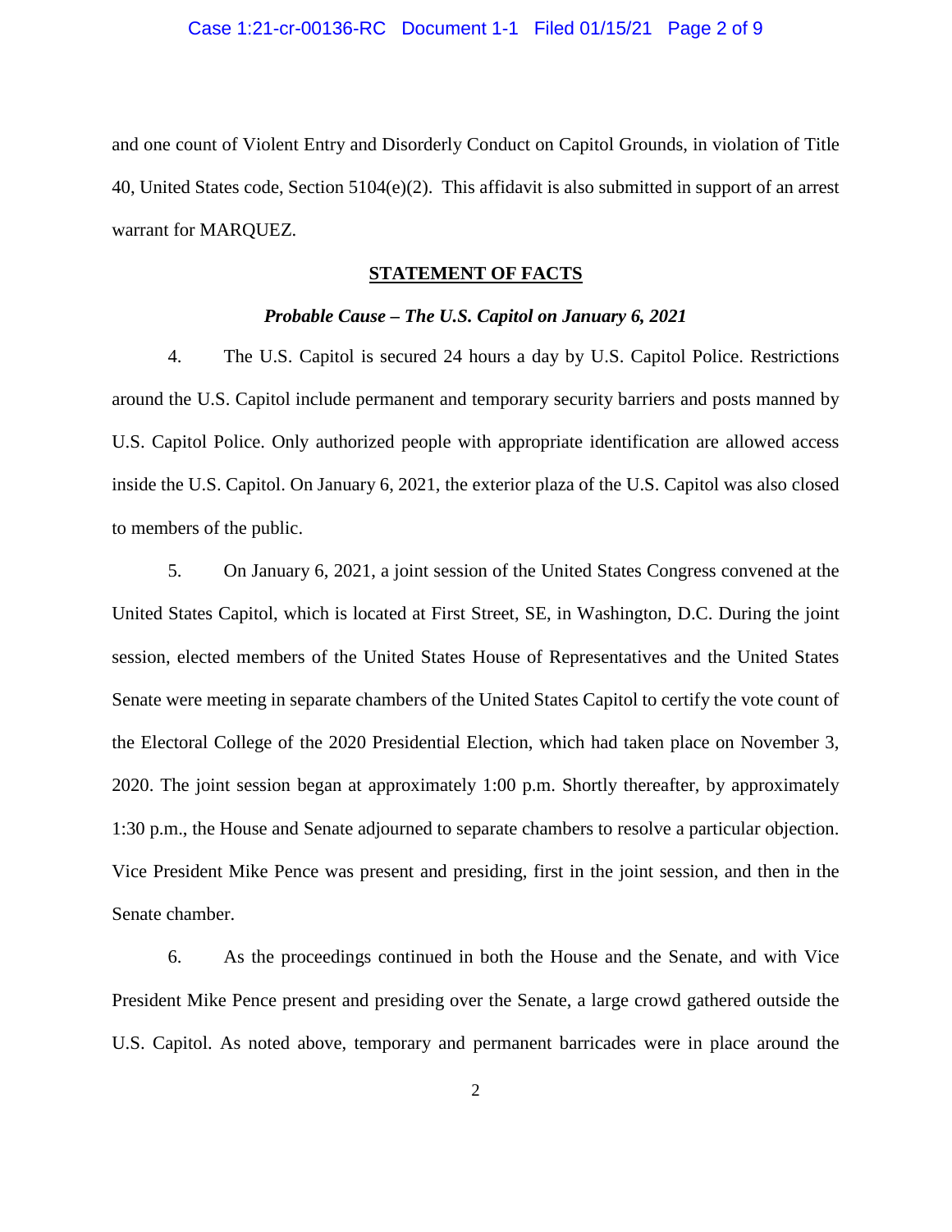and one count of Violent Entry and Disorderly Conduct on Capitol Grounds, in violation of Title 40, United States code, Section 5104(e)(2). This affidavit is also submitted in support of an arrest warrant for MARQUEZ.

## STATEMENT OF FACTS

### *Probable Cause – The U.S. Capitol on January 6, 2021*

4. The U.S. Capitol is secured 24 hours a day by U.S. Capitol Police. Restrictions around the U.S. Capitol include permanent and temporary security barriers and posts manned by U.S. Capitol Police. Only authorized people with appropriate identification are allowed access inside the U.S. Capitol. On January 6, 2021, the exterior plaza of the U.S. Capitol was also closed to members of the public.

5. On January 6, 2021, a joint session of the United States Congress convened at the United States Capitol, which is located at First Street, SE, in Washington, D.C. During the joint session, elected members of the United States House of Representatives and the United States Senate were meeting in separate chambers of the United States Capitol to certify the vote count of the Electoral College of the 2020 Presidential Election, which had taken place on November 3, 2020. The joint session began at approximately 1:00 p.m. Shortly thereafter, by approximately 1:30 p.m., the House and Senate adjourned to separate chambers to resolve a particular objection. Vice President Mike Pence was present and presiding, first in the joint session, and then in the Senate chamber.

6. As the proceedings continued in both the House and the Senate, and with Vice President Mike Pence present and presiding over the Senate, a large crowd gathered outside the U.S. Capitol. As noted above, temporary and permanent barricades were in place around the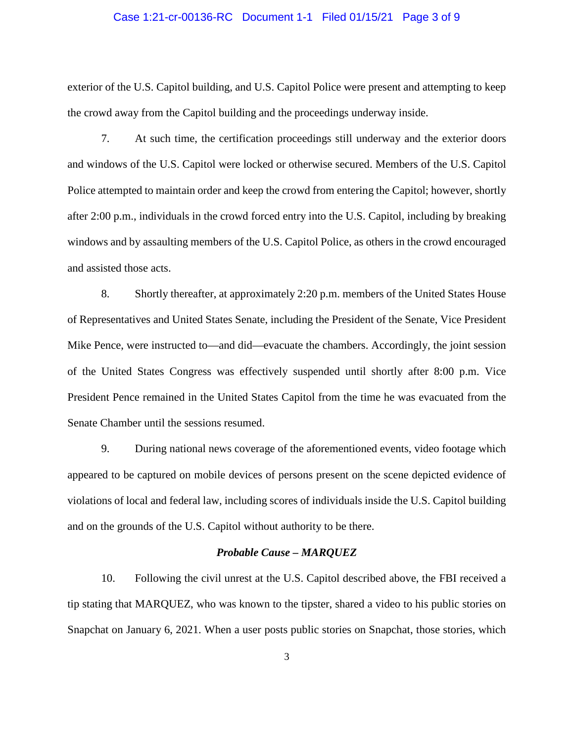exterior of the U.S. Capitol building, and U.S. Capitol Police were present and attempting to keep the crowd away from the Capitol building and the proceedings underway inside.

7. At such time, the certification proceedings still underway and the exterior doors and windows of the U.S. Capitol were locked or otherwise secured. Members of the U.S. Capitol Police attempted to maintain order and keep the crowd from entering the Capitol; however, shortly after 2:00 p.m., individuals in the crowd forced entry into the U.S. Capitol, including by breaking windows and by assaulting members of the U.S. Capitol Police, as others in the crowd encouraged and assisted those acts.

8. Shortly thereafter, at approximately 2:20 p.m. members of the United States House of Representatives and United States Senate, including the President of the Senate, Vice President Mike Pence, were instructed to—and did—evacuate the chambers. Accordingly, the joint session of the United States Congress was effectively suspended until shortly after 8:00 p.m. Vice President Pence remained in the United States Capitol from the time he was evacuated from the Senate Chamber until the sessions resumed.

9. During national news coverage of the aforementioned events, video footage which appeared to be captured on mobile devices of persons present on the scene depicted evidence of violations of local and federal law, including scores of individuals inside the U.S. Capitol building and on the grounds of the U.S. Capitol without authority to be there.

***Probable Cause – MARQUEZ***

10. Following the civil unrest at the U.S. Capitol described above, the FBI received a tip stating that MARQUEZ, who was known to the tipster, shared a video to his public stories on Snapchat on January 6, 2021. When a user posts public stories on Snapchat, those stories, which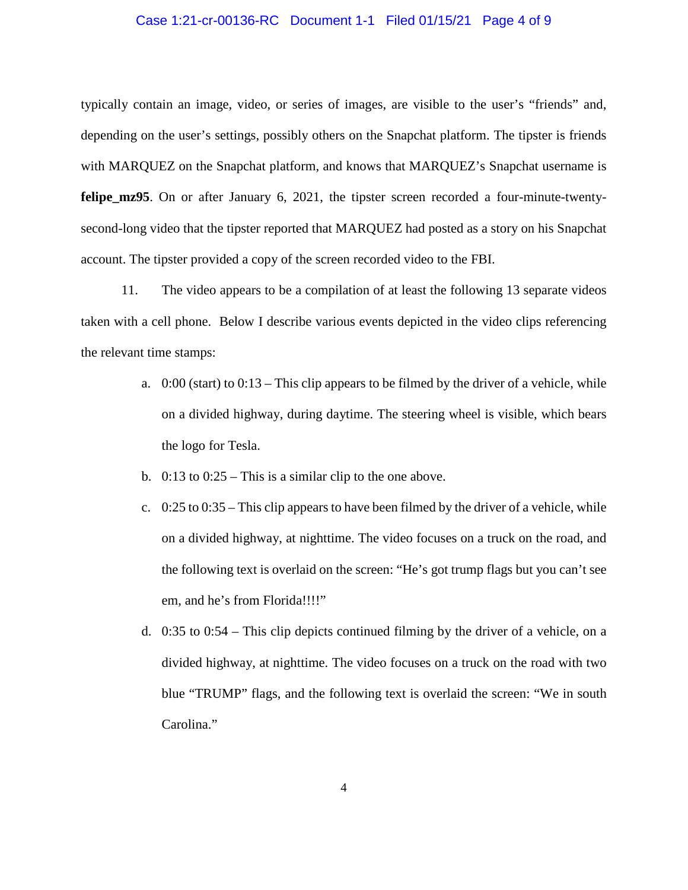typically contain an image, video, or series of images, are visible to the user's "friends" and, depending on the user's settings, possibly others on the Snapchat platform. The tipster is friends with MARQUEZ on the Snapchat platform, and knows that MARQUEZ's Snapchat username is **felipe_mz95**. On or after January 6, 2021, the tipster screen recorded a four-minute-twenty-second-long video that the tipster reported that MARQUEZ had posted as a story on his Snapchat account. The tipster provided a copy of the screen recorded video to the FBI.

11. The video appears to be a compilation of at least the following 13 separate videos taken with a cell phone. Below I describe various events depicted in the video clips referencing the relevant time stamps:

   a. 0:00 (start) to 0:13 – This clip appears to be filmed by the driver of a vehicle, while on a divided highway, during daytime. The steering wheel is visible, which bears the logo for Tesla.

   b. 0:13 to 0:25 – This is a similar clip to the one above.

   c. 0:25 to 0:35 – This clip appears to have been filmed by the driver of a vehicle, while on a divided highway, at nighttime. The video focuses on a truck on the road, and the following text is overlaid on the screen: "He's got trump flags but you can't see em, and he's from Florida!!!!"

   d. 0:35 to 0:54 – This clip depicts continued filming by the driver of a vehicle, on a divided highway, at nighttime. The video focuses on a truck on the road with two blue "TRUMP" flags, and the following text is overlaid the screen: "We in south Carolina."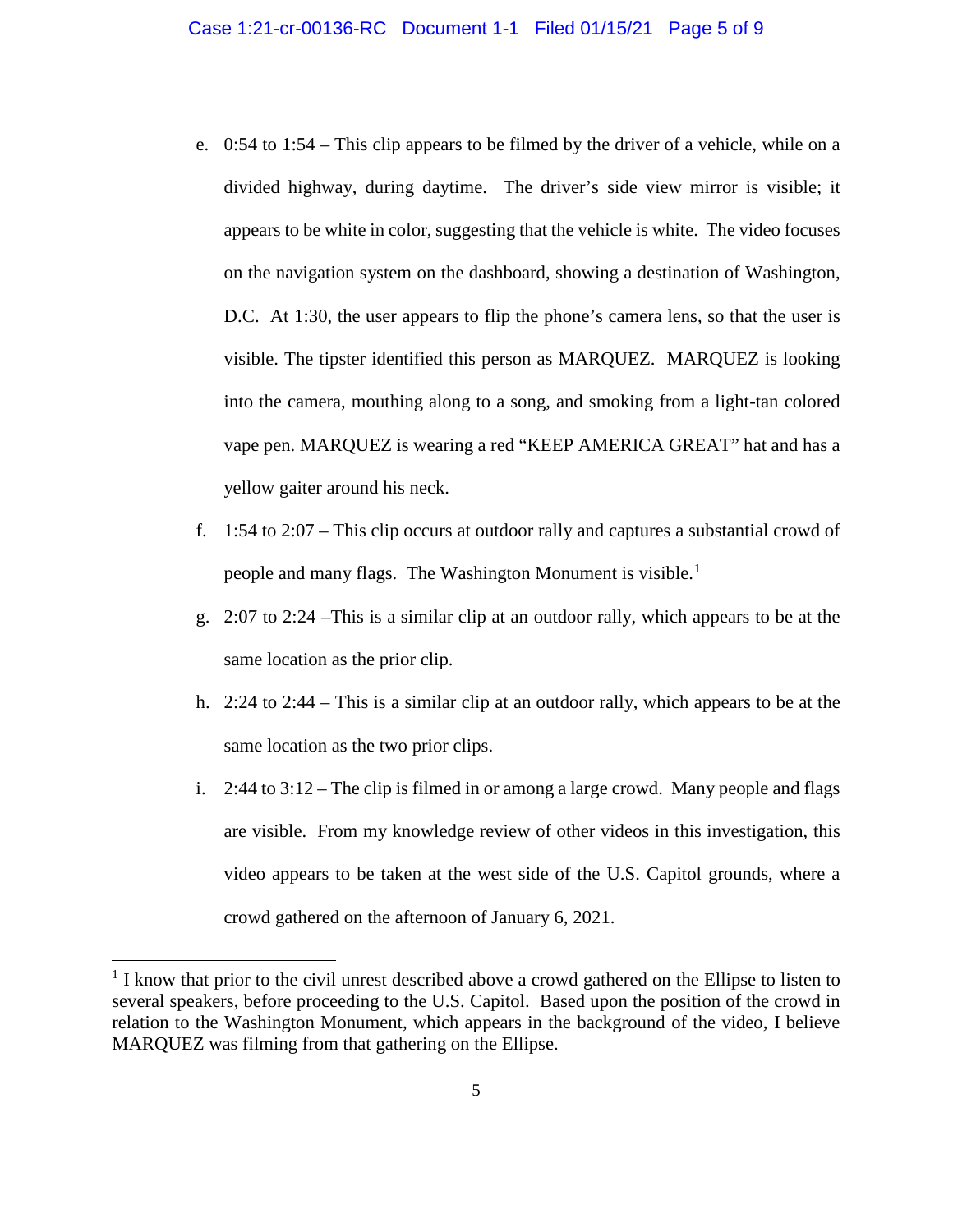e. 0:54 to 1:54 – This clip appears to be filmed by the driver of a vehicle, while on a divided highway, during daytime. The driver's side view mirror is visible; it appears to be white in color, suggesting that the vehicle is white. The video focuses on the navigation system on the dashboard, showing a destination of Washington, D.C. At 1:30, the user appears to flip the phone's camera lens, so that the user is visible. The tipster identified this person as MARQUEZ. MARQUEZ is looking into the camera, mouthing along to a song, and smoking from a light-tan colored vape pen. MARQUEZ is wearing a red "KEEP AMERICA GREAT" hat and has a yellow gaiter around his neck.

f. 1:54 to 2:07 – This clip occurs at outdoor rally and captures a substantial crowd of people and many flags. The Washington Monument is visible.[1]

g. 2:07 to 2:24 –This is a similar clip at an outdoor rally, which appears to be at the same location as the prior clip.

h. 2:24 to 2:44 – This is a similar clip at an outdoor rally, which appears to be at the same location as the two prior clips.

i. 2:44 to 3:12 – The clip is filmed in or among a large crowd. Many people and flags are visible. From my knowledge review of other videos in this investigation, this video appears to be taken at the west side of the U.S. Capitol grounds, where a crowd gathered on the afternoon of January 6, 2021.

---

[1] I know that prior to the civil unrest described above a crowd gathered on the Ellipse to listen to several speakers, before proceeding to the U.S. Capitol. Based upon the position of the crowd in relation to the Washington Monument, which appears in the background of the video, I believe MARQUEZ was filming from that gathering on the Ellipse.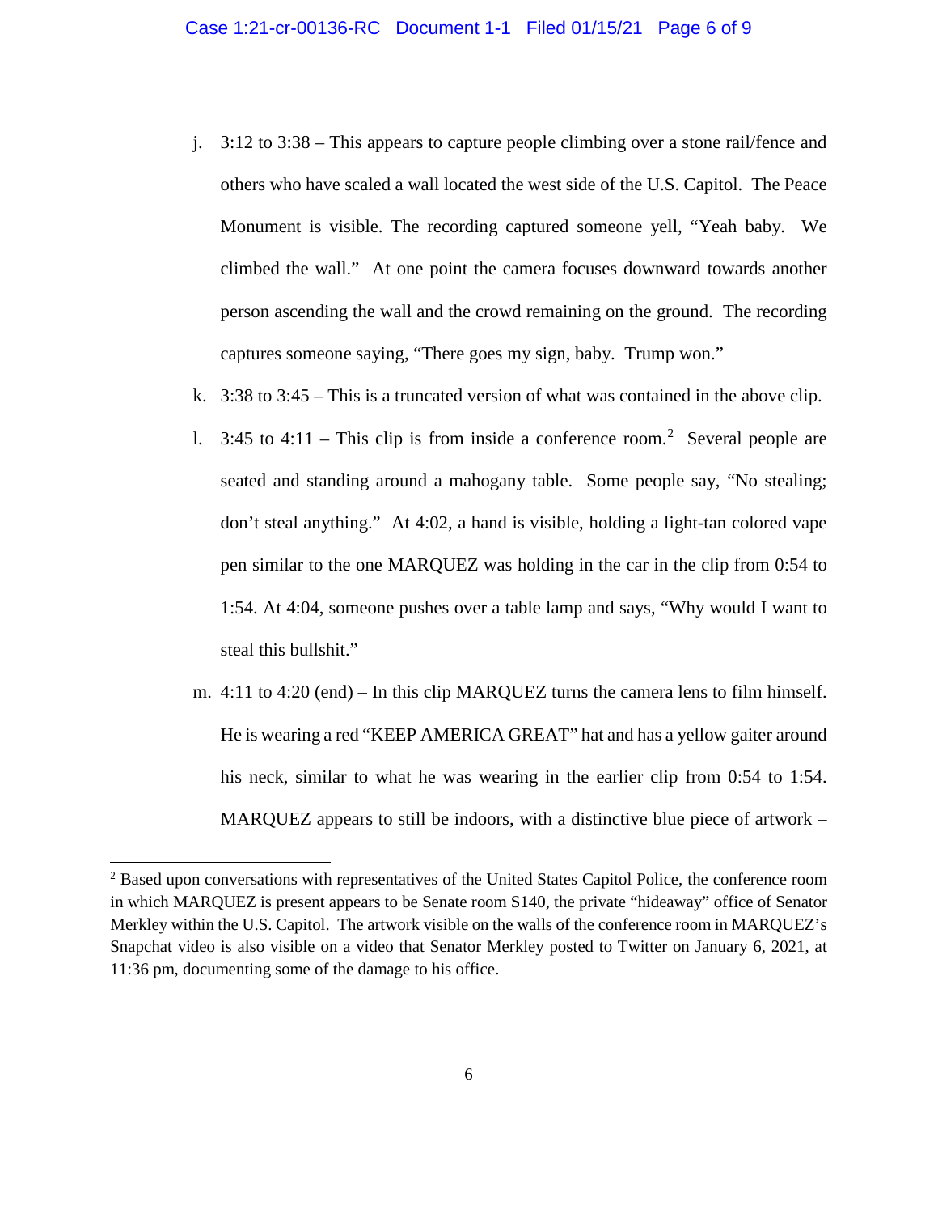j. 3:12 to 3:38 – This appears to capture people climbing over a stone rail/fence and others who have scaled a wall located the west side of the U.S. Capitol. The Peace Monument is visible. The recording captured someone yell, "Yeah baby. We climbed the wall." At one point the camera focuses downward towards another person ascending the wall and the crowd remaining on the ground. The recording captures someone saying, "There goes my sign, baby. Trump won."

k. 3:38 to 3:45 – This is a truncated version of what was contained in the above clip.

l. 3:45 to 4:11 – This clip is from inside a conference room.[2] Several people are seated and standing around a mahogany table. Some people say, "No stealing; don't steal anything." At 4:02, a hand is visible, holding a light-tan colored vape pen similar to the one MARQUEZ was holding in the car in the clip from 0:54 to 1:54. At 4:04, someone pushes over a table lamp and says, "Why would I want to steal this bullshit."

m. 4:11 to 4:20 (end) – In this clip MARQUEZ turns the camera lens to film himself. He is wearing a red "KEEP AMERICA GREAT" hat and has a yellow gaiter around his neck, similar to what he was wearing in the earlier clip from 0:54 to 1:54. MARQUEZ appears to still be indoors, with a distinctive blue piece of artwork –

---

[2] Based upon conversations with representatives of the United States Capitol Police, the conference room in which MARQUEZ is present appears to be Senate room S140, the private "hideaway" office of Senator Merkley within the U.S. Capitol. The artwork visible on the walls of the conference room in MARQUEZ's Snapchat video is also visible on a video that Senator Merkley posted to Twitter on January 6, 2021, at 11:36 pm, documenting some of the damage to his office.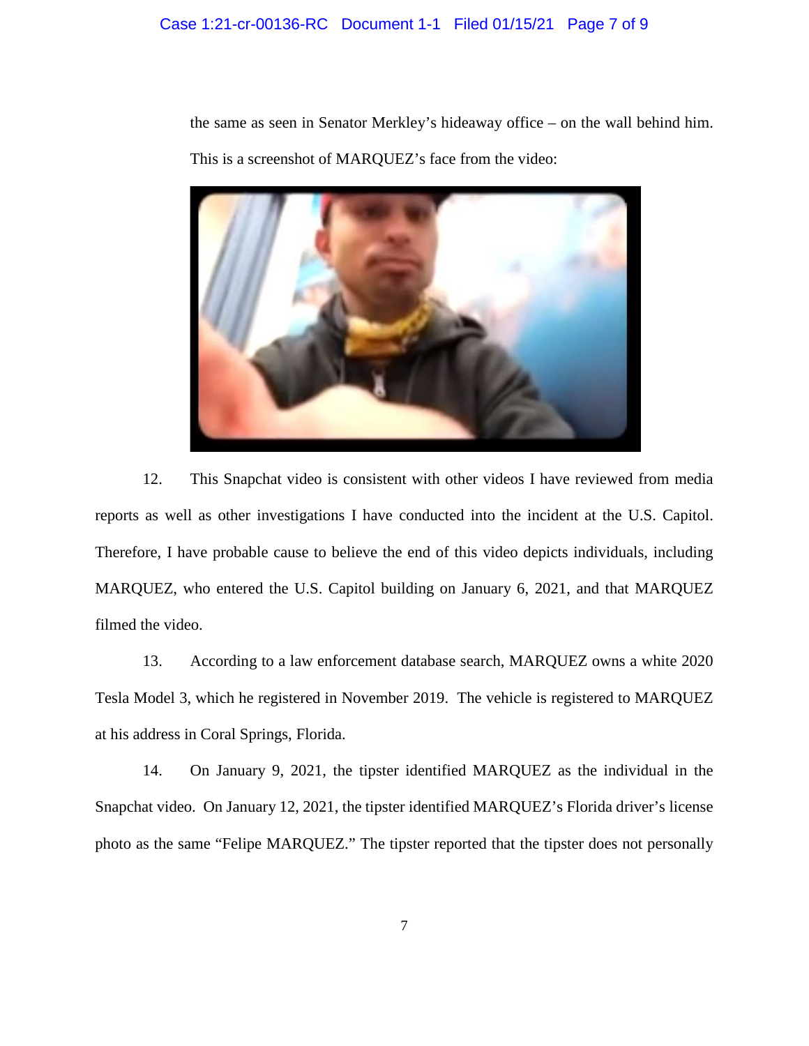the same as seen in Senator Merkley's hideaway office – on the wall behind him. This is a screenshot of MARQUEZ's face from the video:

12. This Snapchat video is consistent with other videos I have reviewed from media reports as well as other investigations I have conducted into the incident at the U.S. Capitol. Therefore, I have probable cause to believe the end of this video depicts individuals, including MARQUEZ, who entered the U.S. Capitol building on January 6, 2021, and that MARQUEZ filmed the video.

13. According to a law enforcement database search, MARQUEZ owns a white 2020 Tesla Model 3, which he registered in November 2019. The vehicle is registered to MARQUEZ at his address in Coral Springs, Florida.

14. On January 9, 2021, the tipster identified MARQUEZ as the individual in the Snapchat video. On January 12, 2021, the tipster identified MARQUEZ's Florida driver's license photo as the same "Felipe MARQUEZ." The tipster reported that the tipster does not personally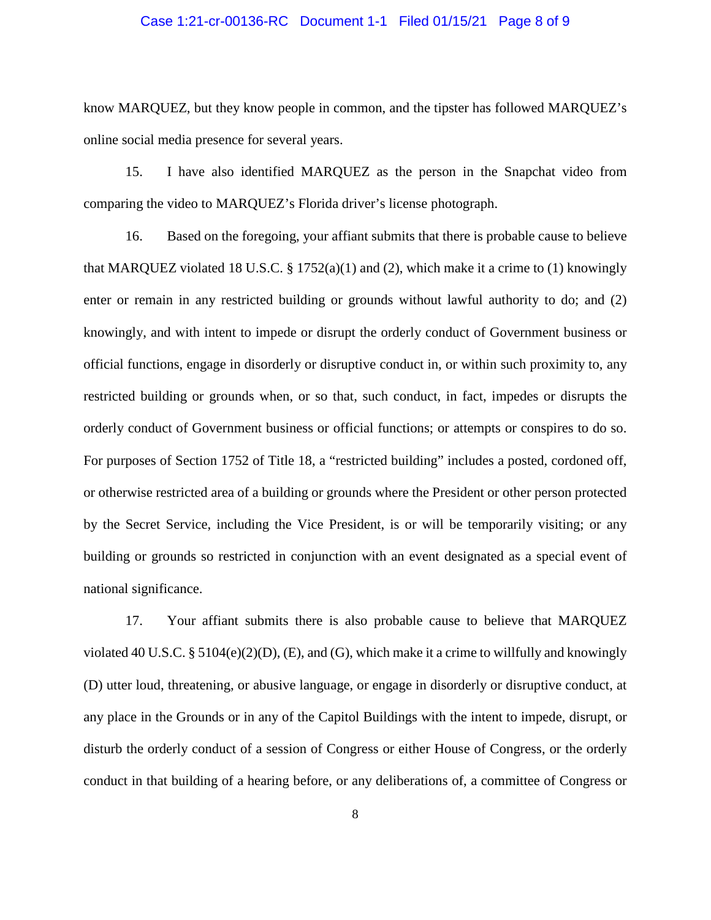know MARQUEZ, but they know people in common, and the tipster has followed MARQUEZ's online social media presence for several years.

15. I have also identified MARQUEZ as the person in the Snapchat video from comparing the video to MARQUEZ's Florida driver's license photograph.

16. Based on the foregoing, your affiant submits that there is probable cause to believe that MARQUEZ violated 18 U.S.C. § 1752(a)(1) and (2), which make it a crime to (1) knowingly enter or remain in any restricted building or grounds without lawful authority to do; and (2) knowingly, and with intent to impede or disrupt the orderly conduct of Government business or official functions, engage in disorderly or disruptive conduct in, or within such proximity to, any restricted building or grounds when, or so that, such conduct, in fact, impedes or disrupts the orderly conduct of Government business or official functions; or attempts or conspires to do so. For purposes of Section 1752 of Title 18, a "restricted building" includes a posted, cordoned off, or otherwise restricted area of a building or grounds where the President or other person protected by the Secret Service, including the Vice President, is or will be temporarily visiting; or any building or grounds so restricted in conjunction with an event designated as a special event of national significance.

17. Your affiant submits there is also probable cause to believe that MARQUEZ violated 40 U.S.C. § 5104(e)(2)(D), (E), and (G), which make it a crime to willfully and knowingly (D) utter loud, threatening, or abusive language, or engage in disorderly or disruptive conduct, at any place in the Grounds or in any of the Capitol Buildings with the intent to impede, disrupt, or disturb the orderly conduct of a session of Congress or either House of Congress, or the orderly conduct in that building of a hearing before, or any deliberations of, a committee of Congress or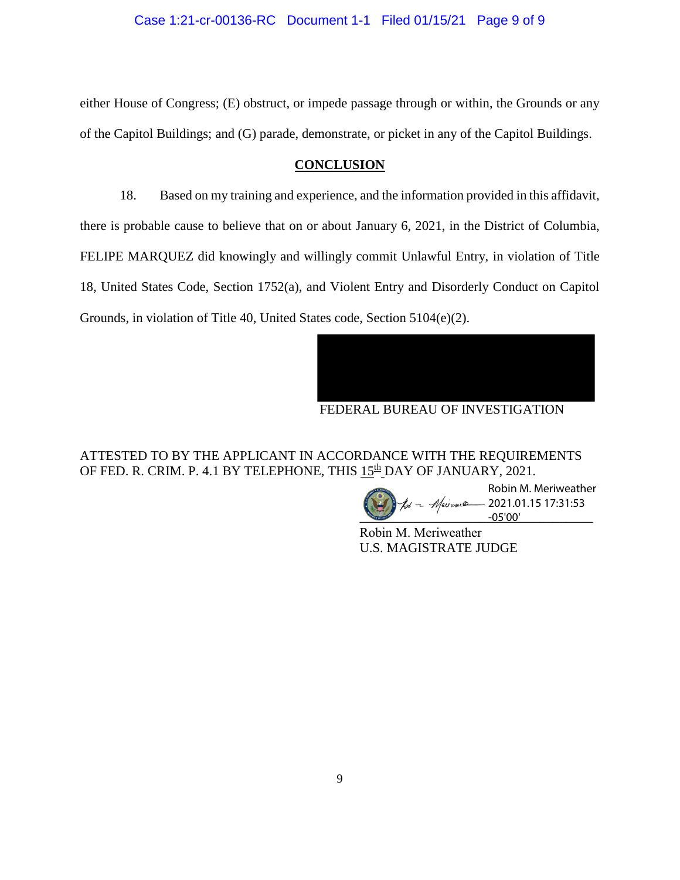either House of Congress; (E) obstruct, or impede passage through or within, the Grounds or any of the Capitol Buildings; and (G) parade, demonstrate, or picket in any of the Capitol Buildings.

## CONCLUSION

18. Based on my training and experience, and the information provided in this affidavit, there is probable cause to believe that on or about January 6, 2021, in the District of Columbia, FELIPE MARQUEZ did knowingly and willingly commit Unlawful Entry, in violation of Title 18, United States Code, Section 1752(a), and Violent Entry and Disorderly Conduct on Capitol Grounds, in violation of Title 40, United States code, Section 5104(e)(2).

FEDERAL BUREAU OF INVESTIGATION

ATTESTED TO BY THE APPLICANT IN ACCORDANCE WITH THE REQUIREMENTS OF FED. R. CRIM. P. 4.1 BY TELEPHONE, THIS 15th DAY OF JANUARY, 2021.

Robin M. Meriweather
2021.01.15 17:31:53
-05'00'

Robin M. Meriweather
U.S. MAGISTRATE JUDGE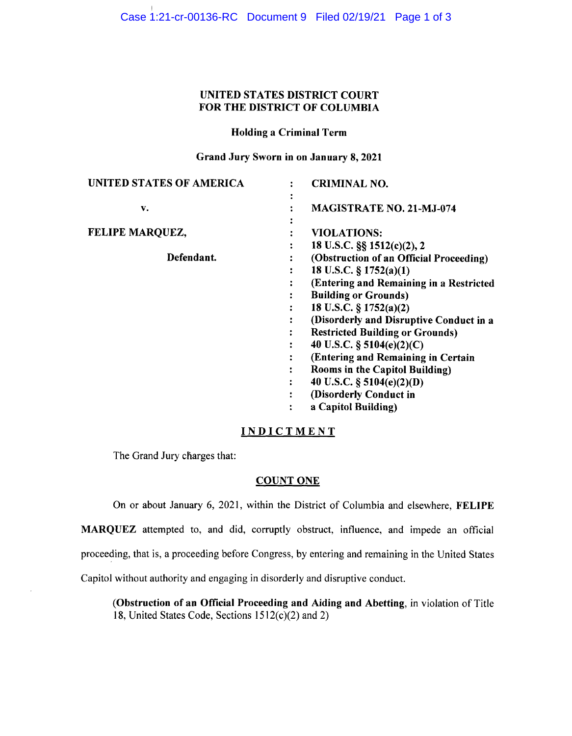UNITED STATES DISTRICT COURT
FOR THE DISTRICT OF COLUMBIA

**Holding a Criminal Term**

**Grand Jury Sworn in on January 8, 2021**

| | | |
|---|---|---|
| **UNITED STATES OF AMERICA** | : | **CRIMINAL NO.** |
| | : | |
| **v.** | : | **MAGISTRATE NO. 21-MJ-074** |
| | : | |
| **FELIPE MARQUEZ,** | : | **VIOLATIONS:** |
| | : | **18 U.S.C. §§ 1512(c)(2), 2** |
| **Defendant.** | : | **(Obstruction of an Official Proceeding)** |
| | : | **18 U.S.C. § 1752(a)(1)** |
| | : | **(Entering and Remaining in a Restricted Building or Grounds)** |
| | : | **18 U.S.C. § 1752(a)(2)** |
| | : | **(Disorderly and Disruptive Conduct in a Restricted Building or Grounds)** |
| | : | **40 U.S.C. § 5104(e)(2)(C)** |
| | : | **(Entering and Remaining in Certain Rooms in the Capitol Building)** |
| | : | **40 U.S.C. § 5104(e)(2)(D)** |
| | : | **(Disorderly Conduct in a Capitol Building)** |

# INDICTMENT

The Grand Jury charges that:

## COUNT ONE

On or about January 6, 2021, within the District of Columbia and elsewhere, **FELIPE MARQUEZ** attempted to, and did, corruptly obstruct, influence, and impede an official proceeding, that is, a proceeding before Congress, by entering and remaining in the United States Capitol without authority and engaging in disorderly and disruptive conduct.

(**Obstruction of an Official Proceeding and Aiding and Abetting**, in violation of Title 18, United States Code, Sections 1512(c)(2) and 2)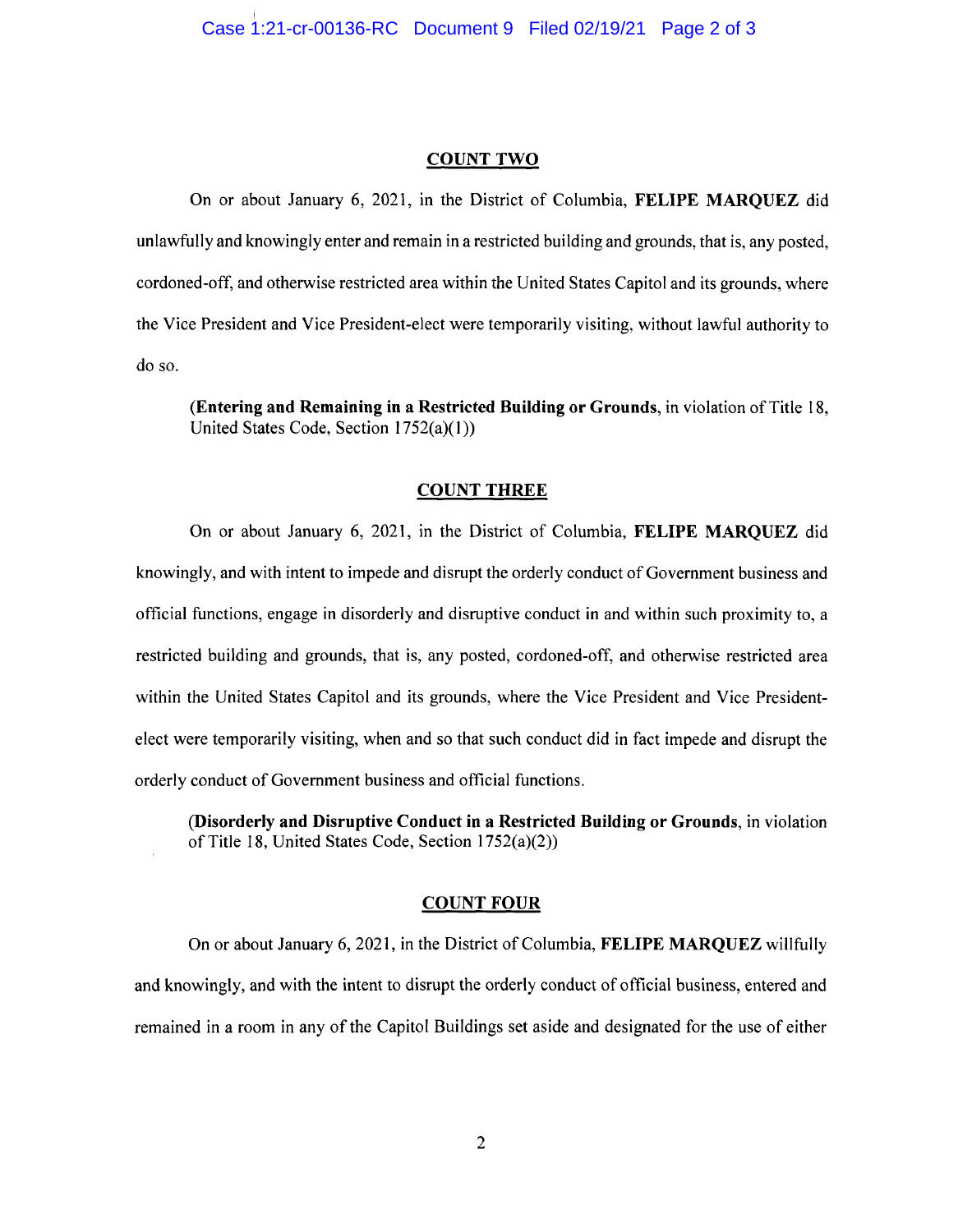## COUNT TWO

On or about January 6, 2021, in the District of Columbia, **FELIPE MARQUEZ** did unlawfully and knowingly enter and remain in a restricted building and grounds, that is, any posted, cordoned-off, and otherwise restricted area within the United States Capitol and its grounds, where the Vice President and Vice President-elect were temporarily visiting, without lawful authority to do so.

> (**Entering and Remaining in a Restricted Building or Grounds**, in violation of Title 18, United States Code, Section 1752(a)(1))

## COUNT THREE

On or about January 6, 2021, in the District of Columbia, **FELIPE MARQUEZ** did knowingly, and with intent to impede and disrupt the orderly conduct of Government business and official functions, engage in disorderly and disruptive conduct in and within such proximity to, a restricted building and grounds, that is, any posted, cordoned-off, and otherwise restricted area within the United States Capitol and its grounds, where the Vice President and Vice President-elect were temporarily visiting, when and so that such conduct did in fact impede and disrupt the orderly conduct of Government business and official functions.

> (**Disorderly and Disruptive Conduct in a Restricted Building or Grounds**, in violation of Title 18, United States Code, Section 1752(a)(2))

## COUNT FOUR

On or about January 6, 2021, in the District of Columbia, **FELIPE MARQUEZ** willfully and knowingly, and with the intent to disrupt the orderly conduct of official business, entered and remained in a room in any of the Capitol Buildings set aside and designated for the use of either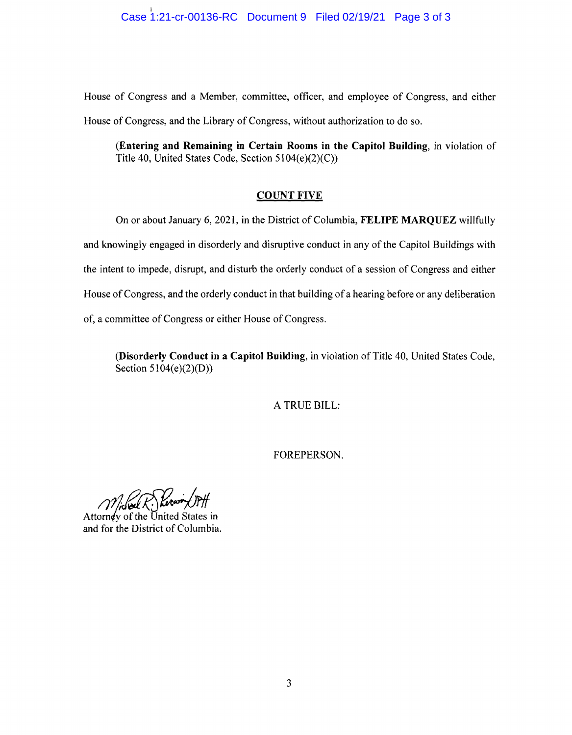House of Congress and a Member, committee, officer, and employee of Congress, and either House of Congress, and the Library of Congress, without authorization to do so.

(**Entering and Remaining in Certain Rooms in the Capitol Building**, in violation of Title 40, United States Code, Section 5104(e)(2)(C))

## COUNT FIVE

On or about January 6, 2021, in the District of Columbia, **FELIPE MARQUEZ** willfully and knowingly engaged in disorderly and disruptive conduct in any of the Capitol Buildings with the intent to impede, disrupt, and disturb the orderly conduct of a session of Congress and either House of Congress, and the orderly conduct in that building of a hearing before or any deliberation of, a committee of Congress or either House of Congress.

(**Disorderly Conduct in a Capitol Building**, in violation of Title 40, United States Code, Section 5104(e)(2)(D))

A TRUE BILL:

FOREPERSON.

Michael R. Sherwin / DPH

Attorney of the United States in
and for the District of Columbia.